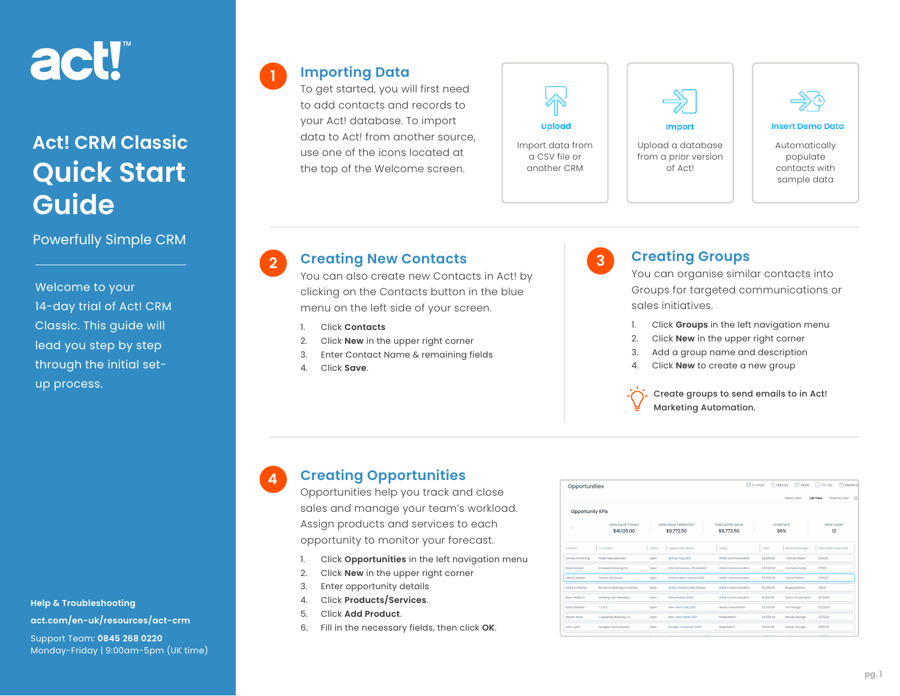# act!™

## Act! CRM Classic

# Quick Start Guide

Powerfully Simple CRM

Welcome to your 14-day trial of Act! CRM Classic. This guide will lead you step by step through the initial set-up process.

**Help & Troubleshooting**

**act.com/en-uk/resources/act-crm**

Support Team: **0845 268 0220**

Monday-Friday | 9:00am-5pm (UK time)

## 1 Importing Data

To get started, you will first need to add contacts and records to your Act! database. To import data to Act! from another source, use one of the icons located at the top of the Welcome screen.

**Upload**

Import data from a CSV file or another CRM

**Import**

Upload a database from a prior version of Act!

**Insert Demo Data**

Automatically populate contacts with sample data

## 2 Creating New Contacts

You can also create new Contacts in Act! by clicking on the Contacts button in the blue menu on the left side of your screen.

1. Click **Contacts**
2. Click **New** in the upper right corner
3. Enter Contact Name & remaining fields
4. Click **Save**.

## 3 Creating Groups

You can organise similar contacts into Groups for targeted communications or sales initiatives.

1. Click **Groups** in the left navigation menu
2. Click **New** in the upper right corner
3. Add a group name and description
4. Click **New** to create a new group

Create groups to send emails to in Act! Marketing Automation.

## 4 Creating Opportunities

Opportunities help you track and close sales and manage your team's workload. Assign products and services to each opportunity to monitor your forecast.

1. Click **Opportunities** in the left navigation menu
2. Click **New** in the upper right corner
3. Enter opportunity details
4. Click **Products/Services**.
5. Click **Add Product**.
6. Fill in the necessary fields, then click **OK**.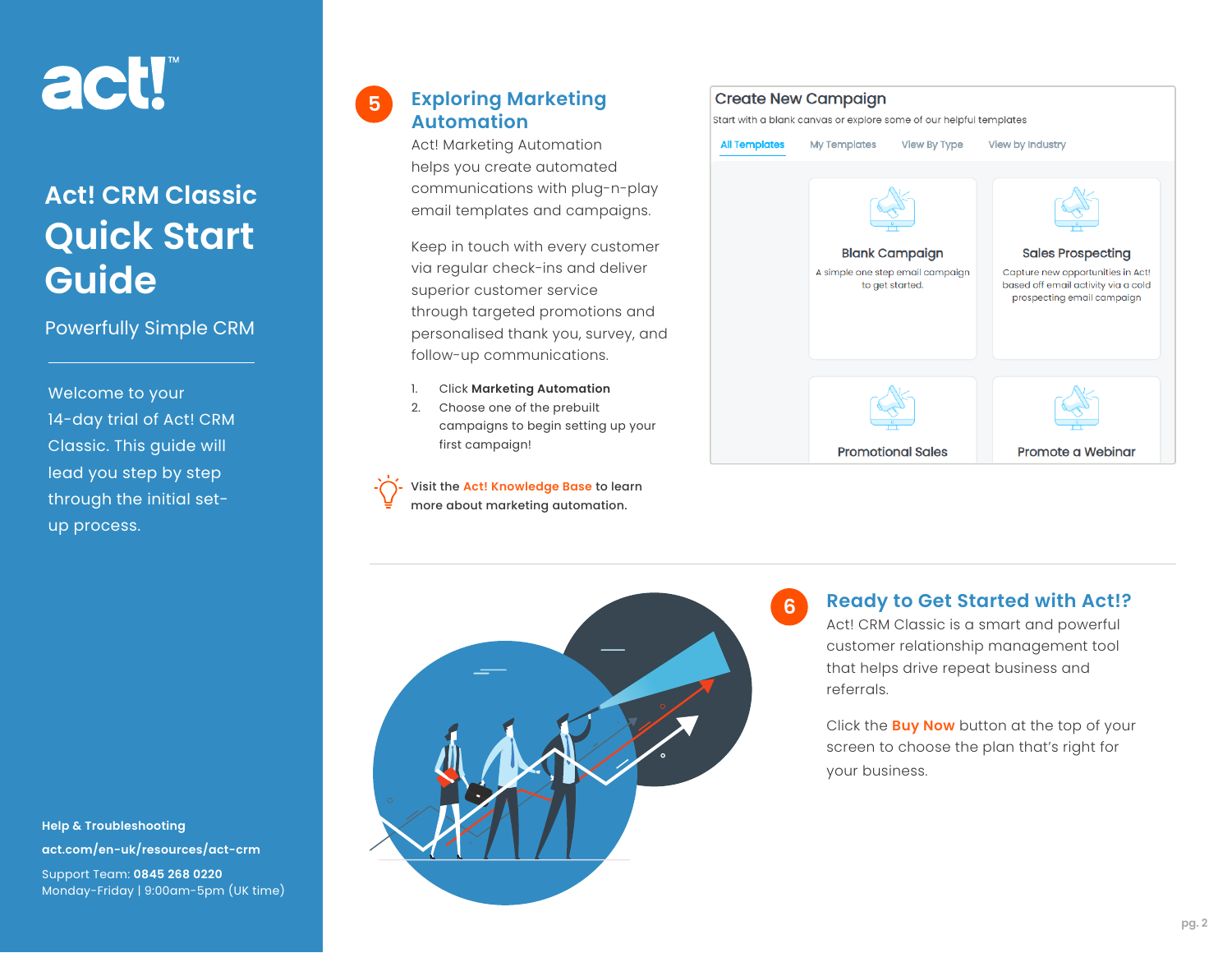act!™

## Act! CRM Classic

# Quick Start Guide

Powerfully Simple CRM

Welcome to your 14-day trial of Act! CRM Classic. This guide will lead you step by step through the initial set-up process.

**Help & Troubleshooting**

**act.com/en-uk/resources/act-crm**

Support Team: **0845 268 0220**
Monday-Friday | 9:00am-5pm (UK time)

## 5 Exploring Marketing Automation

Act! Marketing Automation helps you create automated communications with plug-n-play email templates and campaigns.

Keep in touch with every customer via regular check-ins and deliver superior customer service through targeted promotions and personalised thank you, survey, and follow-up communications.

1. Click **Marketing Automation**
2. Choose one of the prebuilt campaigns to begin setting up your first campaign!

Visit the **Act! Knowledge Base** to learn more about marketing automation.

Create New Campaign

Start with a blank canvas or explore some of our helpful templates

All Templates | My Templates | View By Type | View by Industry

Blank Campaign
A simple one step email campaign to get started.

Sales Prospecting
Capture new opportunities in Act! based off email activity via a cold prospecting email campaign

Promotional Sales

Promote a Webinar

## 6 Ready to Get Started with Act!?

Act! CRM Classic is a smart and powerful customer relationship management tool that helps drive repeat business and referrals.

Click the **Buy Now** button at the top of your screen to choose the plan that's right for your business.